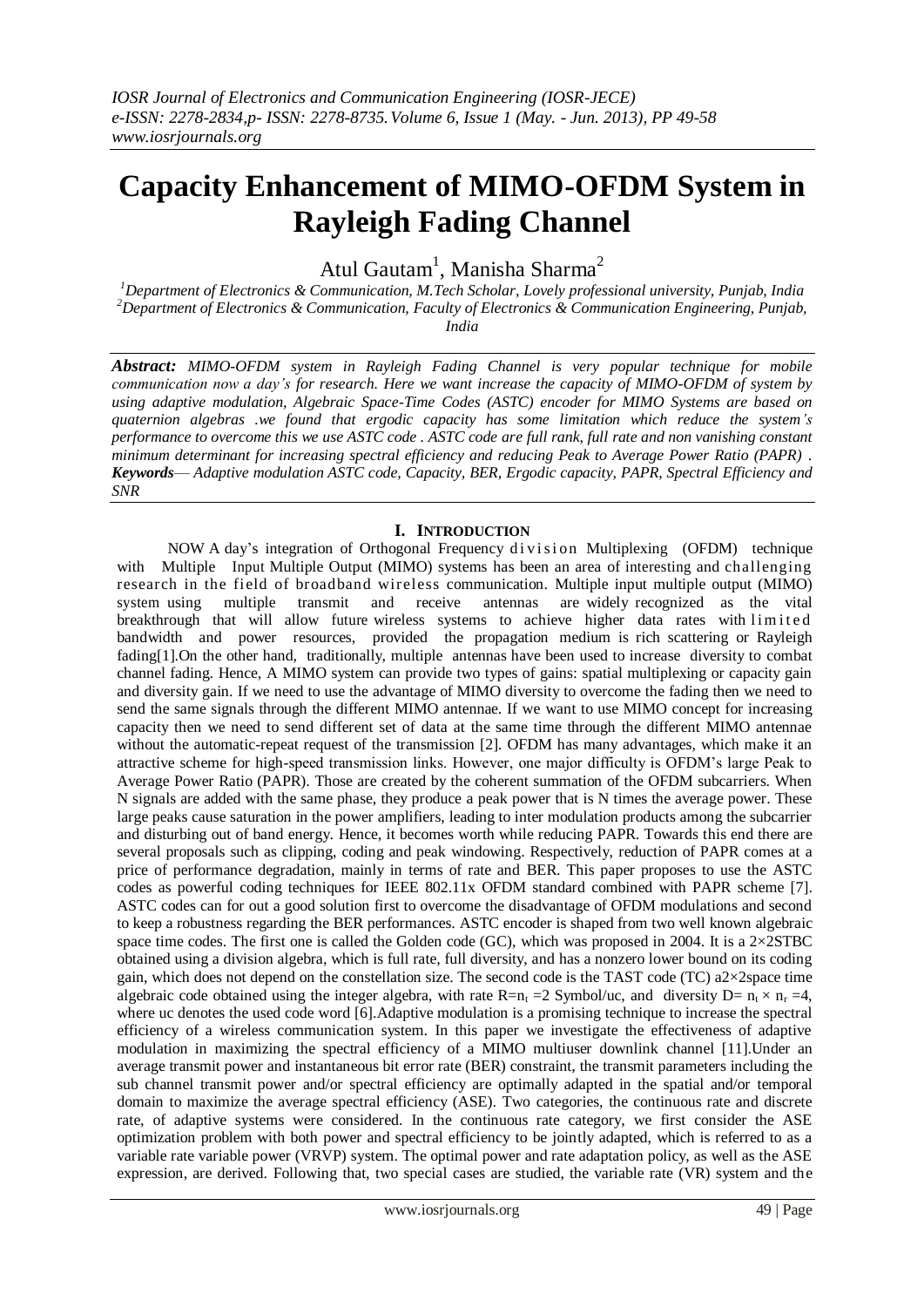# Capacity Enhancement of MIMO-OFDM System in Rayleigh Fading Channel

Atul Gautam[1], Manisha Sharma[2]

[1]Department of Electronics & Communication, M.Tech Scholar, Lovely professional university, Punjab, India
[2]Department of Electronics & Communication, Faculty of Electronics & Communication Engineering, Punjab, India

***Abstract:*** *MIMO-OFDM system in Rayleigh Fading Channel is very popular technique for mobile communication now a day's for research. Here we want increase the capacity of MIMO-OFDM of system by using adaptive modulation, Algebraic Space-Time Codes (ASTC) encoder for MIMO Systems are based on quaternion algebras .we found that ergodic capacity has some limitation which reduce the system's performance to overcome this we use ASTC code . ASTC code are full rank, full rate and non vanishing constant minimum determinant for increasing spectral efficiency and reducing Peak to Average Power Ratio (PAPR) .*
***Keywords****— Adaptive modulation ASTC code, Capacity, BER, Ergodic capacity, PAPR, Spectral Efficiency and SNR*

## I. INTRODUCTION

NOW A day's integration of Orthogonal Frequency division Multiplexing (OFDM) technique with Multiple Input Multiple Output (MIMO) systems has been an area of interesting and challenging research in the field of broadband wireless communication. Multiple input multiple output (MIMO) system using multiple transmit and receive antennas are widely recognized as the vital breakthrough that will allow future wireless systems to achieve higher data rates with limited bandwidth and power resources, provided the propagation medium is rich scattering or Rayleigh fading[1].On the other hand, traditionally, multiple antennas have been used to increase diversity to combat channel fading. Hence, A MIMO system can provide two types of gains: spatial multiplexing or capacity gain and diversity gain. If we need to use the advantage of MIMO diversity to overcome the fading then we need to send the same signals through the different MIMO antennae. If we want to use MIMO concept for increasing capacity then we need to send different set of data at the same time through the different MIMO antennae without the automatic-repeat request of the transmission [2]. OFDM has many advantages, which make it an attractive scheme for high-speed transmission links. However, one major difficulty is OFDM's large Peak to Average Power Ratio (PAPR). Those are created by the coherent summation of the OFDM subcarriers. When N signals are added with the same phase, they produce a peak power that is N times the average power. These large peaks cause saturation in the power amplifiers, leading to inter modulation products among the subcarrier and disturbing out of band energy. Hence, it becomes worth while reducing PAPR. Towards this end there are several proposals such as clipping, coding and peak windowing. Respectively, reduction of PAPR comes at a price of performance degradation, mainly in terms of rate and BER. This paper proposes to use the ASTC codes as powerful coding techniques for IEEE 802.11x OFDM standard combined with PAPR scheme [7]. ASTC codes can for out a good solution first to overcome the disadvantage of OFDM modulations and second to keep a robustness regarding the BER performances. ASTC encoder is shaped from two well known algebraic space time codes. The first one is called the Golden code (GC), which was proposed in 2004. It is a 2×2STBC obtained using a division algebra, which is full rate, full diversity, and has a nonzero lower bound on its coding gain, which does not depend on the constellation size. The second code is the TAST code (TC) a2×2space time algebraic code obtained using the integer algebra, with rate $R=n_t=2$ Symbol/uc, and diversity $D= n_t \times n_r =4$, where uc denotes the used code word [6].Adaptive modulation is a promising technique to increase the spectral efficiency of a wireless communication system. In this paper we investigate the effectiveness of adaptive modulation in maximizing the spectral efficiency of a MIMO multiuser downlink channel [11].Under an average transmit power and instantaneous bit error rate (BER) constraint, the transmit parameters including the sub channel transmit power and/or spectral efficiency are optimally adapted in the spatial and/or temporal domain to maximize the average spectral efficiency (ASE). Two categories, the continuous rate and discrete rate, of adaptive systems were considered. In the continuous rate category, we first consider the ASE optimization problem with both power and spectral efficiency to be jointly adapted, which is referred to as a variable rate variable power (VRVP) system. The optimal power and rate adaptation policy, as well as the ASE expression, are derived. Following that, two special cases are studied, the variable rate (VR) system and the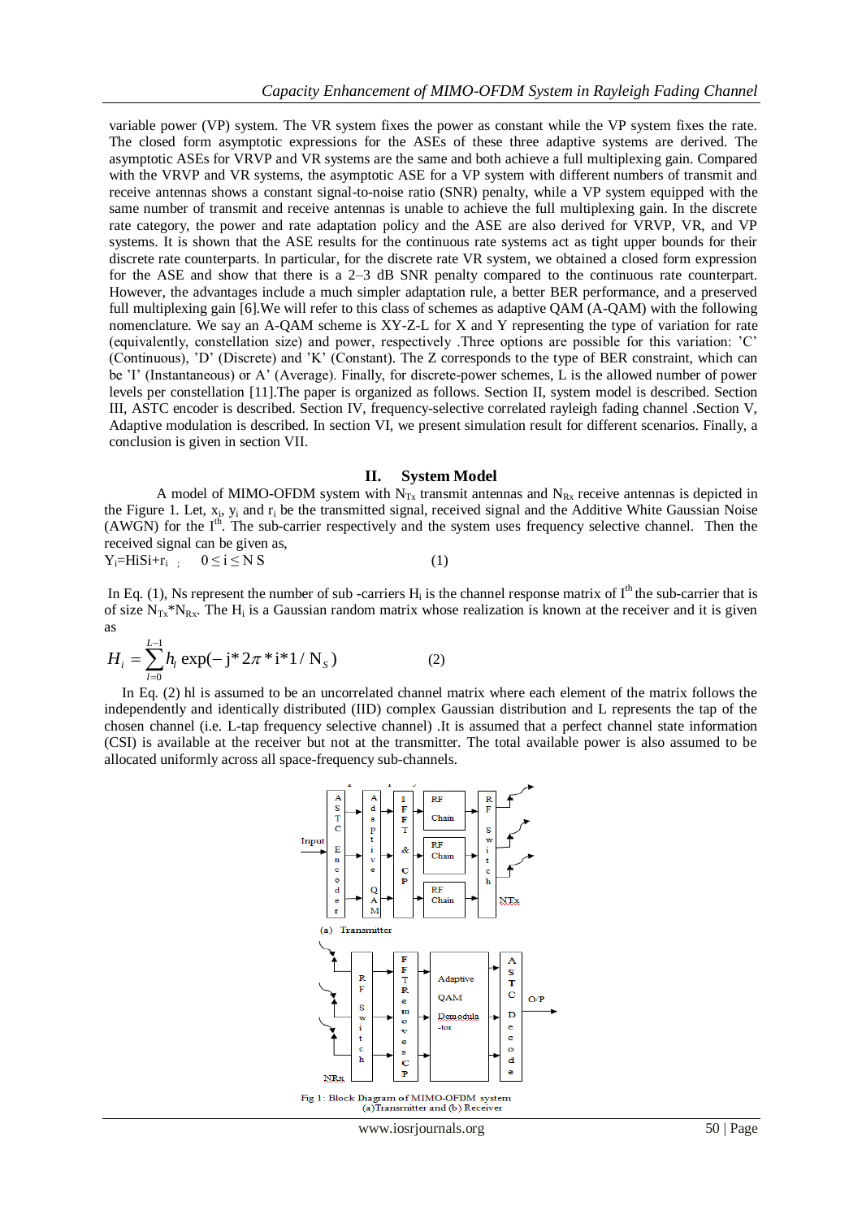variable power (VP) system. The VR system fixes the power as constant while the VP system fixes the rate. The closed form asymptotic expressions for the ASEs of these three adaptive systems are derived. The asymptotic ASEs for VRVP and VR systems are the same and both achieve a full multiplexing gain. Compared with the VRVP and VR systems, the asymptotic ASE for a VP system with different numbers of transmit and receive antennas shows a constant signal-to-noise ratio (SNR) penalty, while a VP system equipped with the same number of transmit and receive antennas is unable to achieve the full multiplexing gain. In the discrete rate category, the power and rate adaptation policy and the ASE are also derived for VRVP, VR, and VP systems. It is shown that the ASE results for the continuous rate systems act as tight upper bounds for their discrete rate counterparts. In particular, for the discrete rate VR system, we obtained a closed form expression for the ASE and show that there is a 2–3 dB SNR penalty compared to the continuous rate counterpart. However, the advantages include a much simpler adaptation rule, a better BER performance, and a preserved full multiplexing gain [6].We will refer to this class of schemes as adaptive QAM (A-QAM) with the following nomenclature. We say an A-QAM scheme is XY-Z-L for X and Y representing the type of variation for rate (equivalently, constellation size) and power, respectively .Three options are possible for this variation: 'C' (Continuous), 'D' (Discrete) and 'K' (Constant). The Z corresponds to the type of BER constraint, which can be 'I' (Instantaneous) or A' (Average). Finally, for discrete-power schemes, L is the allowed number of power levels per constellation [11].The paper is organized as follows. Section II, system model is described. Section III, ASTC encoder is described. Section IV, frequency-selective correlated rayleigh fading channel .Section V, Adaptive modulation is described. In section VI, we present simulation result for different scenarios. Finally, a conclusion is given in section VII.

## II. System Model

A model of MIMO-OFDM system with $N_{Tx}$ transmit antennas and $N_{Rx}$ receive antennas is depicted in the Figure 1. Let, $x_i$, $y_i$ and $r_i$ be the transmitted signal, received signal and the Additive White Gaussian Noise (AWGN) for the $I^{th}$. The sub-carrier respectively and the system uses frequency selective channel. Then the received signal can be given as,

$$Y_i = H_i S_i + r_i \; ; \quad 0 \le i \le N S \tag{1}$$

In Eq. (1), Ns represent the number of sub -carriers $H_i$ is the channel response matrix of $I^{th}$ the sub-carrier that is of size $N_{Tx}*N_{Rx}$. The $H_i$ is a Gaussian random matrix whose realization is known at the receiver and it is given as

$$H_i = \sum_{l=0}^{L-1} h_l \exp(-\mathrm{j}*2\pi*\mathrm{i}*1/\mathrm{N}_S) \tag{2}$$

In Eq. (2) hl is assumed to be an uncorrelated channel matrix where each element of the matrix follows the independently and identically distributed (IID) complex Gaussian distribution and L represents the tap of the chosen channel (i.e. L-tap frequency selective channel) .It is assumed that a perfect channel state information (CSI) is available at the receiver but not at the transmitter. The total available power is also assumed to be allocated uniformly across all space-frequency sub-channels.

Fig 1: Block Diagram of MIMO-OFDM system (a)Transmitter and (b) Receiver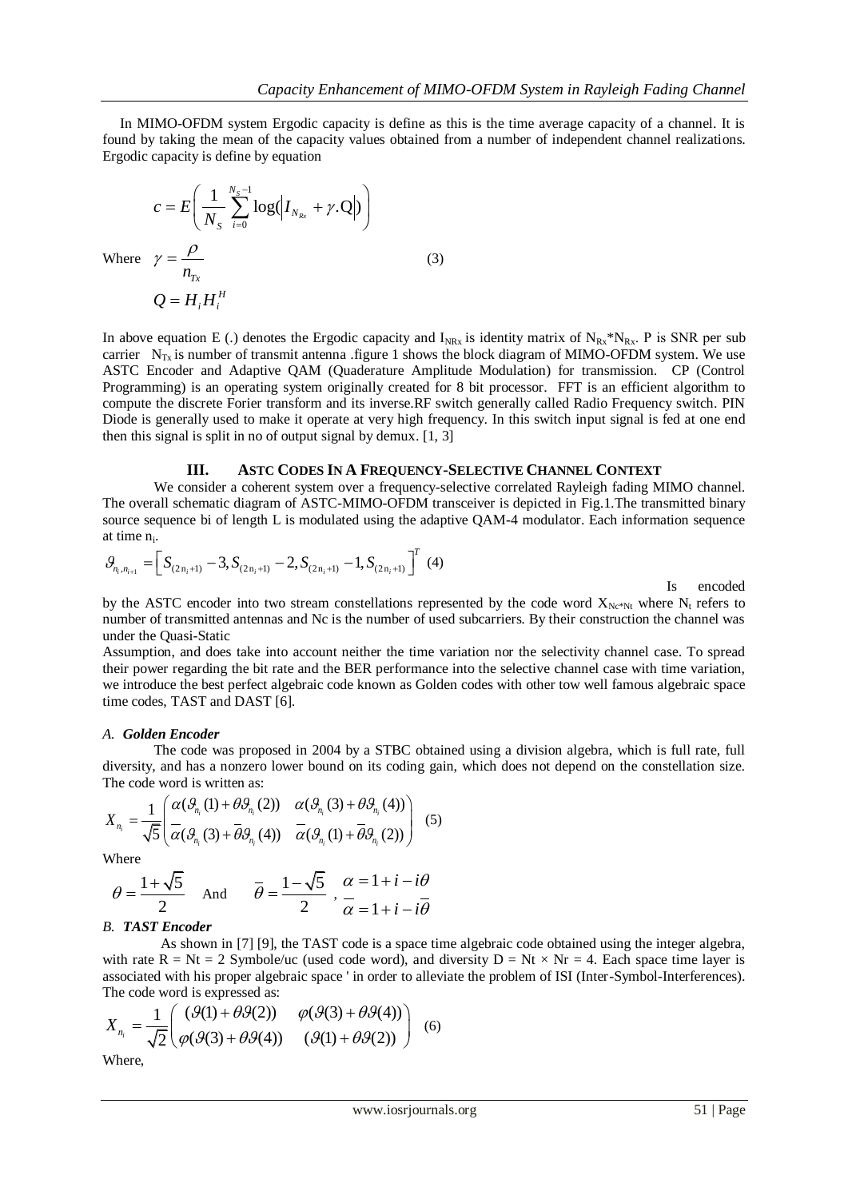In MIMO-OFDM system Ergodic capacity is define as this is the time average capacity of a channel. It is found by taking the mean of the capacity values obtained from a number of independent channel realizations. Ergodic capacity is define by equation

$$c = E\left(\frac{1}{N_S}\sum_{i=0}^{N_S-1}\log\left(\left|I_{N_{Rx}} + \gamma.\mathrm{Q}\right|\right)\right)$$

Where $\gamma = \dfrac{\rho}{n_{Tx}}$ (3)

$$Q = H_i H_i^H$$

In above equation E (.) denotes the Ergodic capacity and $I_{NRx}$ is identity matrix of $N_{Rx}$*$N_{Rx}$. P is SNR per sub carrier $N_{Tx}$ is number of transmit antenna .figure 1 shows the block diagram of MIMO-OFDM system. We use ASTC Encoder and Adaptive QAM (Quaderature Amplitude Modulation) for transmission. CP (Control Programming) is an operating system originally created for 8 bit processor. FFT is an efficient algorithm to compute the discrete Forier transform and its inverse.RF switch generally called Radio Frequency switch. PIN Diode is generally used to make it operate at very high frequency. In this switch input signal is fed at one end then this signal is split in no of output signal by demux. [1, 3]

## III. ASTC Codes In A Frequency-Selective Channel Context

We consider a coherent system over a frequency-selective correlated Rayleigh fading MIMO channel. The overall schematic diagram of ASTC-MIMO-OFDM transceiver is depicted in Fig.1.The transmitted binary source sequence bi of length L is modulated using the adaptive QAM-4 modulator. Each information sequence at time $n_i$.

$$\vartheta_{n_i,n_{i+1}} = \left[S_{(2n_i+1)}-3, S_{(2n_i+1)}-2, S_{(2n_i+1)}-1, S_{(2n_i+1)}\right]^T \quad (4)$$

Is encoded by the ASTC encoder into two stream constellations represented by the code word $X_{Nc*Nt}$ where $N_t$ refers to number of transmitted antennas and Nc is the number of used subcarriers. By their construction the channel was under the Quasi-Static

Assumption, and does take into account neither the time variation nor the selectivity channel case. To spread their power regarding the bit rate and the BER performance into the selective channel case with time variation, we introduce the best perfect algebraic code known as Golden codes with other tow well famous algebraic space time codes, TAST and DAST [6].

### *A. Golden Encoder*

The code was proposed in 2004 by a STBC obtained using a division algebra, which is full rate, full diversity, and has a nonzero lower bound on its coding gain, which does not depend on the constellation size. The code word is written as:

$$X_{n_i} = \frac{1}{\sqrt{5}}\begin{pmatrix} \alpha(\vartheta_{n_i}(1)+\theta\vartheta_{n_i}(2)) & \alpha(\vartheta_{n_i}(3)+\theta\vartheta_{n_i}(4)) \\ \bar{\alpha}(\vartheta_{n_i}(3)+\bar{\theta}\vartheta_{n_i}(4)) & \bar{\alpha}(\vartheta_{n_i}(1)+\bar{\theta}\vartheta_{n_i}(2)) \end{pmatrix} \quad (5)$$

Where

$$\theta = \frac{1+\sqrt{5}}{2} \quad \text{And} \quad \bar{\theta} = \frac{1-\sqrt{5}}{2}, \quad \alpha = 1+i-i\theta, \quad \bar{\alpha} = 1+i-i\bar{\theta}$$

### *B. TAST Encoder*

As shown in [7] [9], the TAST code is a space time algebraic code obtained using the integer algebra, with rate R = Nt = 2 Symbole/uc (used code word), and diversity D = Nt × Nr = 4. Each space time layer is associated with his proper algebraic space ' in order to alleviate the problem of ISI (Inter-Symbol-Interferences). The code word is expressed as:

$$X_{n_i} = \frac{1}{\sqrt{2}}\begin{pmatrix} (\vartheta(1)+\theta\vartheta(2)) & \varphi(\vartheta(3)+\theta\vartheta(4)) \\ \varphi(\vartheta(3)+\theta\vartheta(4)) & (\vartheta(1)+\theta\vartheta(2)) \end{pmatrix} \quad (6)$$

Where,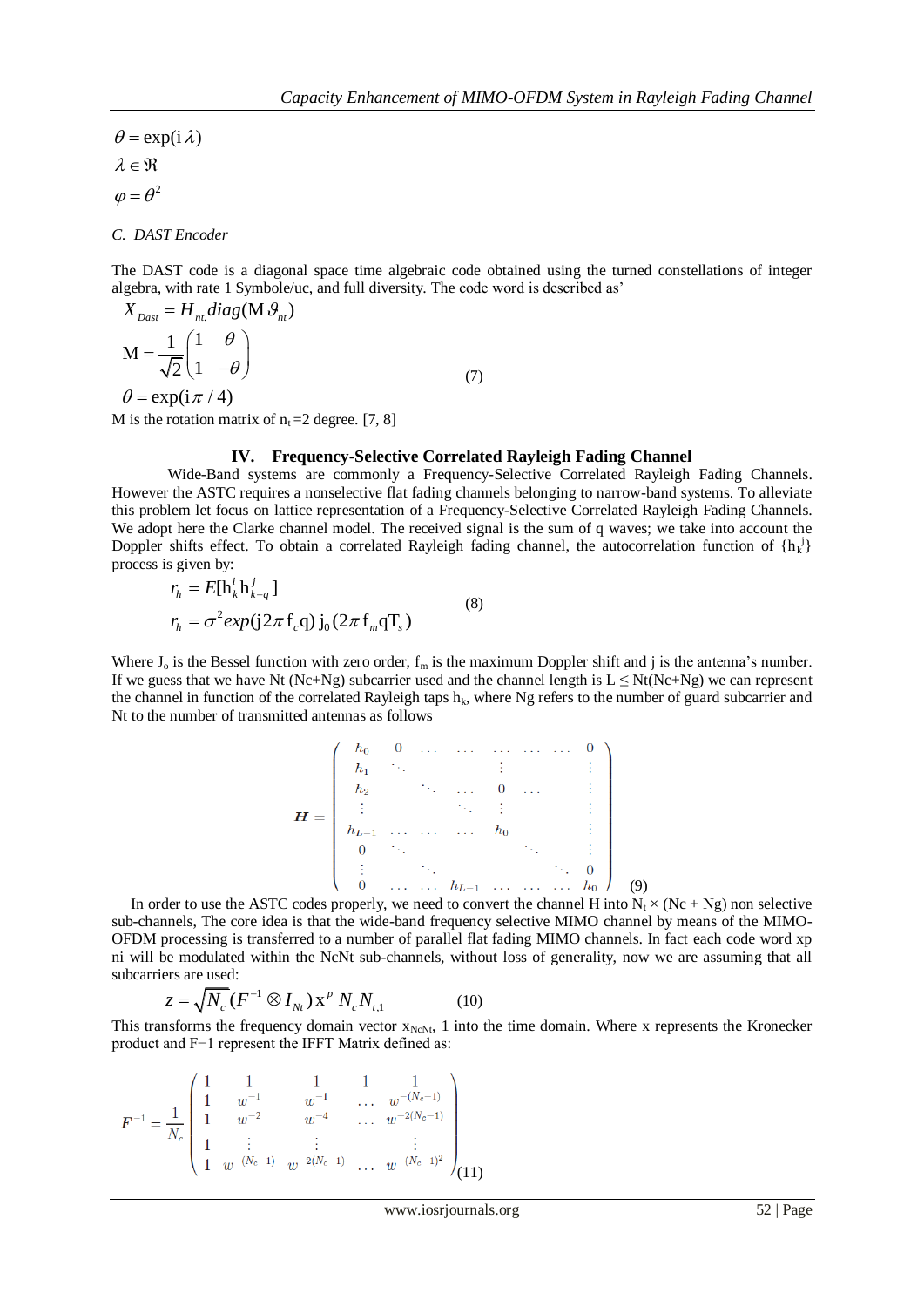$$\theta = \exp(\mathrm{i}\,\lambda)$$
$$\lambda \in \Re$$
$$\varphi = \theta^2$$

### C. DAST Encoder

The DAST code is a diagonal space time algebraic code obtained using the turned constellations of integer algebra, with rate 1 Symbole/uc, and full diversity. The code word is described as'

$$X_{Dast} = H_{nt.}diag(\mathrm{M}\,\vartheta_{nt})$$
$$\mathrm{M} = \frac{1}{\sqrt{2}}\begin{pmatrix} 1 & \theta \\ 1 & -\theta \end{pmatrix} \tag{7}$$
$$\theta = \exp(\mathrm{i}\,\pi/4)$$

M is the rotation matrix of $n_t$ =2 degree. [7, 8]

## IV. Frequency-Selective Correlated Rayleigh Fading Channel

Wide-Band systems are commonly a Frequency-Selective Correlated Rayleigh Fading Channels. However the ASTC requires a nonselective flat fading channels belonging to narrow-band systems. To alleviate this problem let focus on lattice representation of a Frequency-Selective Correlated Rayleigh Fading Channels. We adopt here the Clarke channel model. The received signal is the sum of q waves; we take into account the Doppler shifts effect. To obtain a correlated Rayleigh fading channel, the autocorrelation function of $\{h_k^j\}$ process is given by:

$$r_h = E[\mathrm{h}_k^i \mathrm{h}_{k-q}^j]$$
$$r_h = \sigma^2 exp(\mathrm{j}2\pi\,\mathrm{f}_c\mathrm{q})\,\mathrm{j}_0(2\pi\,\mathrm{f}_m\mathrm{q}\mathrm{T}_s) \tag{8}$$

Where $J_o$ is the Bessel function with zero order, $f_m$ is the maximum Doppler shift and j is the antenna's number. If we guess that we have Nt (Nc+Ng) subcarrier used and the channel length is L ≤ Nt(Nc+Ng) we can represent the channel in function of the correlated Rayleigh taps $h_k$, where Ng refers to the number of guard subcarrier and Nt to the number of transmitted antennas as follows

$$\boldsymbol{H} = \begin{pmatrix} h_0 & 0 & \dots & \dots & \dots & \dots & \dots & 0 \\ h_1 & \ddots & & & \vdots & & & \vdots \\ h_2 & & \ddots & \dots & 0 & \dots & & \vdots \\ \vdots & & & \ddots & \vdots & & & \vdots \\ h_{L-1} & \dots & \dots & \dots & h_0 & & & \vdots \\ 0 & \ddots & & & & \ddots & & \vdots \\ \vdots & & \ddots & & & & \ddots & 0 \\ 0 & \dots & \dots & h_{L-1} & \dots & \dots & \dots & h_0 \end{pmatrix} \tag{9}$$

In order to use the ASTC codes properly, we need to convert the channel H into $N_t \times (\mathrm{Nc} + \mathrm{Ng})$ non selective sub-channels, The core idea is that the wide-band frequency selective MIMO channel by means of the MIMO-OFDM processing is transferred to a number of parallel flat fading MIMO channels. In fact each code word xp ni will be modulated within the NcNt sub-channels, without loss of generality, now we are assuming that all subcarriers are used:

$$z = \sqrt{N_c}\,(F^{-1} \otimes I_{Nt})\,\mathrm{x}^p\; N_c N_{t,1} \tag{10}$$

This transforms the frequency domain vector $x_{NcNt}$, 1 into the time domain. Where x represents the Kronecker product and F−1 represent the IFFT Matrix defined as:

$$\boldsymbol{F}^{-1} = \frac{1}{N_c}\begin{pmatrix} 1 & 1 & 1 & 1 & 1 \\ 1 & w^{-1} & w^{-1} & \dots & w^{-(N_c-1)} \\ 1 & w^{-2} & w^{-4} & \dots & w^{-2(N_c-1)} \\ 1 & \vdots & \vdots & & \vdots \\ 1 & w^{-(N_c-1)} & w^{-2(N_c-1)} & \dots & w^{-(N_c-1)^2} \end{pmatrix} \tag{11}$$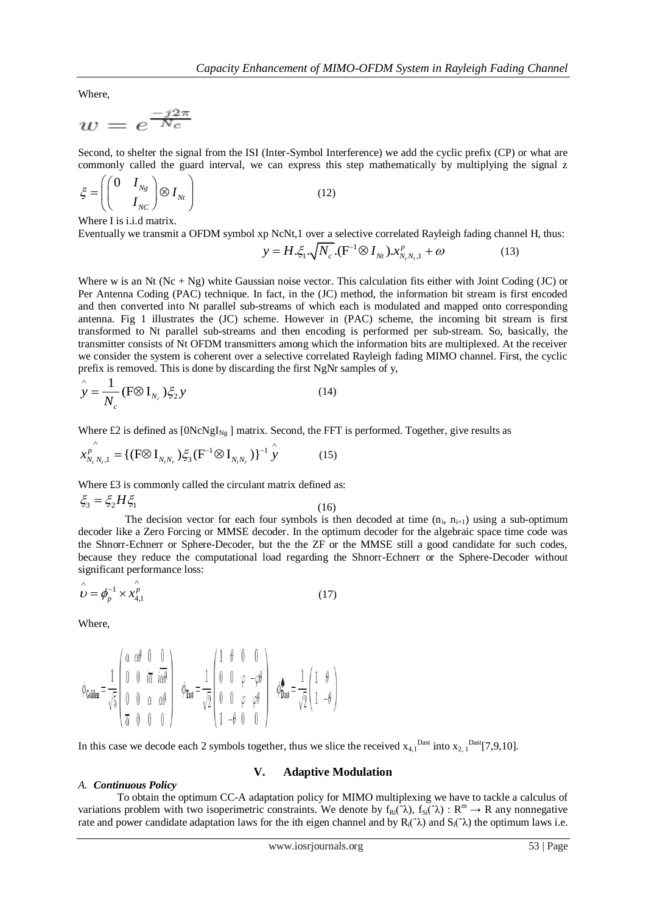Where,

$$w = e^{\frac{-j2\pi}{N_c}}$$

Second, to shelter the signal from the ISI (Inter-Symbol Interference) we add the cyclic prefix (CP) or what are commonly called the guard interval, we can express this step mathematically by multiplying the signal z

$$\xi = \left( \begin{pmatrix} 0 & I_{Ng} \\ & I_{NC} \end{pmatrix} \otimes I_{Nt} \right) \qquad (12)$$

Where I is i.i.d matrix.

Eventually we transmit a OFDM symbol xp NcNt,1 over a selective correlated Rayleigh fading channel H, thus:

$$y = H.\xi_1.\sqrt{N_c}.(\mathrm{F}^{-1} \otimes I_{Nt}).x^{p}_{N_c N_t,1} + \omega \qquad (13)$$

Where w is an Nt (Nc + Ng) white Gaussian noise vector. This calculation fits either with Joint Coding (JC) or Per Antenna Coding (PAC) technique. In fact, in the (JC) method, the information bit stream is first encoded and then converted into Nt parallel sub-streams of which each is modulated and mapped onto corresponding antenna. Fig 1 illustrates the (JC) scheme. However in (PAC) scheme, the incoming bit stream is first transformed to Nt parallel sub-streams and then encoding is performed per sub-stream. So, basically, the transmitter consists of Nt OFDM transmitters among which the information bits are multiplexed. At the receiver we consider the system is coherent over a selective correlated Rayleigh fading MIMO channel. First, the cyclic prefix is removed. This is done by discarding the first NgNr samples of y,

$$\hat{y} = \frac{1}{N_c}(\mathrm{F} \otimes \mathrm{I}_{N_r})\xi_2 y \qquad (14)$$

Where £2 is defined as [0NcNgI$_{Ng}$ ] matrix. Second, the FFT is performed. Together, give results as

$$\hat{x}^{p}_{N_c N_t,1} = \{(\mathrm{F} \otimes \mathrm{I}_{N_t N_r})\xi_3(\mathrm{F}^{-1} \otimes \mathrm{I}_{N_t N_r})\}^{-1}\hat{y} \qquad (15)$$

Where £3 is commonly called the circulant matrix defined as:

$$\xi_3 = \xi_2 H \xi_1 \qquad (16)$$

The decision vector for each four symbols is then decoded at time ($n_i$, $n_{i+1}$) using a sub-optimum decoder like a Zero Forcing or MMSE decoder. In the optimum decoder for the algebraic space time code was the Shnorr-Echnerr or Sphere-Decoder, but the the ZF or the MMSE still a good candidate for such codes, because they reduce the computational load regarding the Shnorr-Echnerr or the Sphere-Decoder without significant performance loss:

$$\hat{\upsilon} = \phi_p^{-1} \times \hat{x}^{p}_{4,1} \qquad (17)$$

Where,

$$\phi_{Golden} = \frac{1}{\sqrt{5}}\begin{pmatrix} a & a\theta & 0 & 0 \\ 0 & 0 & i\bar{a} & i\bar{a}\bar{\theta} \\ 0 & 0 & a & a\theta \\ \bar{a} & 0 & 0 & 0 \end{pmatrix} \quad \phi_{Tast} = \frac{1}{\sqrt{2}}\begin{pmatrix} 1 & \theta & 0 & 0 \\ 0 & 0 & \varphi & -\varphi\theta \\ 0 & 0 & \varphi & \varphi\theta \\ 1 & -\theta & 0 & 0 \end{pmatrix} \quad \phi_{Dast} = \frac{1}{\sqrt{2}}\begin{pmatrix} 1 & \theta \\ 1 & -\theta \end{pmatrix}$$

In this case we decode each 2 symbols together, thus we slice the received $x_{4,1}^{Dast}$ into $x_{2,1}^{Dast}$[7,9,10].

## V. Adaptive Modulation

### A. Continuous Policy

To obtain the optimum CC-A adaptation policy for MIMO multiplexing we have to tackle a calculus of variations problem with two isoperimetric constraints. We denote by $f_{Ri}(\hat{\lambda})$, $f_{Si}(\hat{\lambda}) : R^m \rightarrow R$ any nonnegative rate and power candidate adaptation laws for the ith eigen channel and by $R_i(\hat{\lambda})$ and $S_i(\hat{\lambda})$ the optimum laws i.e.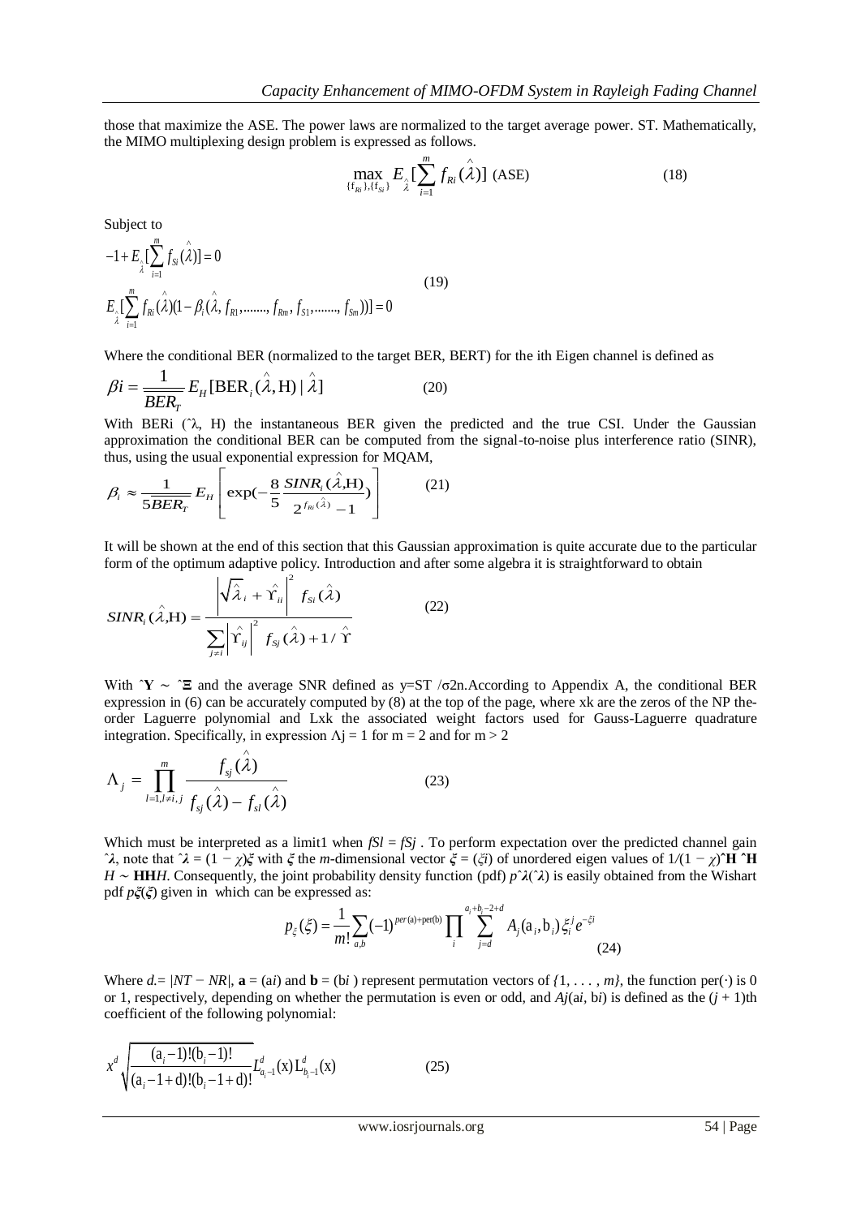those that maximize the ASE. The power laws are normalized to the target average power. ST. Mathematically, the MIMO multiplexing design problem is expressed as follows.

$$\max_{\{f_{Ri}\},\{f_{Si}\}} E_{\hat{\lambda}}[\sum_{i=1}^{m} f_{Ri}(\hat{\lambda})] \text{ (ASE)} \tag{18}$$

Subject to

$$\begin{aligned} &-1+E_{\hat{\lambda}}[\sum_{i=1}^{m} f_{Si}(\hat{\lambda})]=0 \\ &E_{\hat{\lambda}}[\sum_{i=1}^{m} f_{Ri}(\hat{\lambda})(1-\beta_i(\hat{\lambda}, f_{R1},......., f_{Rm}, f_{S1},......., f_{Sm}))]=0 \end{aligned} \tag{19}$$

Where the conditional BER (normalized to the target BER, BERT) for the ith Eigen channel is defined as

$$\beta i = \frac{1}{BER_T} E_H[\text{BER}_i(\hat{\lambda}, \text{H}) \mid \hat{\lambda}] \tag{20}$$

With BERi (ˆλ, H) the instantaneous BER given the predicted and the true CSI. Under the Gaussian approximation the conditional BER can be computed from the signal-to-noise plus interference ratio (SINR), thus, using the usual exponential expression for MQAM,

$$\beta_i \approx \frac{1}{5BER_T} E_H\left[\exp\left(-\frac{8}{5}\frac{SINR_i(\hat{\lambda},\text{H})}{2^{f_{Ri}(\hat{\lambda})}-1}\right)\right] \tag{21}$$

It will be shown at the end of this section that this Gaussian approximation is quite accurate due to the particular form of the optimum adaptive policy. Introduction and after some algebra it is straightforward to obtain

$$SINR_i(\hat{\lambda},\text{H}) = \frac{\left|\sqrt{\hat{\lambda}_i} + \hat{\Upsilon}_{ii}\right|^2 f_{Si}(\hat{\lambda})}{\sum_{j\neq i}\left|\hat{\Upsilon}_{ij}\right|^2 f_{Sj}(\hat{\lambda}) + 1/\hat{\Upsilon}} \tag{22}$$

With ˆ**Y** ∼ ˆ**Ξ** and the average SNR defined as y=ST /σ2n.According to Appendix A, the conditional BER expression in (6) can be accurately computed by (8) at the top of the page, where xk are the zeros of the NP the-order Laguerre polynomial and Lxk the associated weight factors used for Gauss-Laguerre quadrature integration. Specifically, in expression $\Lambda j = 1$ for $m = 2$ and for $m > 2$

$$\Lambda_j = \prod_{l=1, l\neq i,j}^{m} \frac{f_{sj}(\hat{\lambda})}{f_{sj}(\hat{\lambda}) - f_{sl}(\hat{\lambda})} \tag{23}$$

Which must be interpreted as a limit1 when $fSl = fSj$ . To perform expectation over the predicted channel gain ˆ***λ***, note that ˆ***λ*** = (1 − *χ*)***ξ*** with ***ξ*** the *m*-dimensional vector ***ξ*** = (*ξi*) of unordered eigen values of 1/(1 − *χ*)ˆ**H** ˆ**H** *H* ∼ **HH***H*. Consequently, the joint probability density function (pdf) *p*ˆ***λ***(ˆ***λ***) is easily obtained from the Wishart pdf *p**ξ***(***ξ***) given in which can be expressed as:

$$p_{\xi}(\xi) = \frac{1}{m!}\sum_{a,b}(-1)^{per(\text{a})+\text{per(b)}}\prod_{i}\sum_{j=d}^{a_i+b_i-2+d} A_j(\text{a}_i,\text{b}_i)\xi_i^j e^{-\xi i} \tag{24}$$

Where *d*.= |*NT* − *NR*|, **a** = (a*i*) and **b** = (b*i* ) represent permutation vectors of *{*1*, . . . , m},* the function per(·) is 0 or 1, respectively, depending on whether the permutation is even or odd, and *Aj*(a*i*, b*i*) is defined as the (*j* + 1)th coefficient of the following polynomial:

$$x^d\sqrt{\frac{(\text{a}_i-1)!(\text{b}_i-1)!}{(\text{a}_i-1+\text{d})!(\text{b}_i-1+\text{d})!}}L_{a_i-1}^{d}(\text{x})\text{L}_{b_i-1}^{d}(\text{x}) \tag{25}$$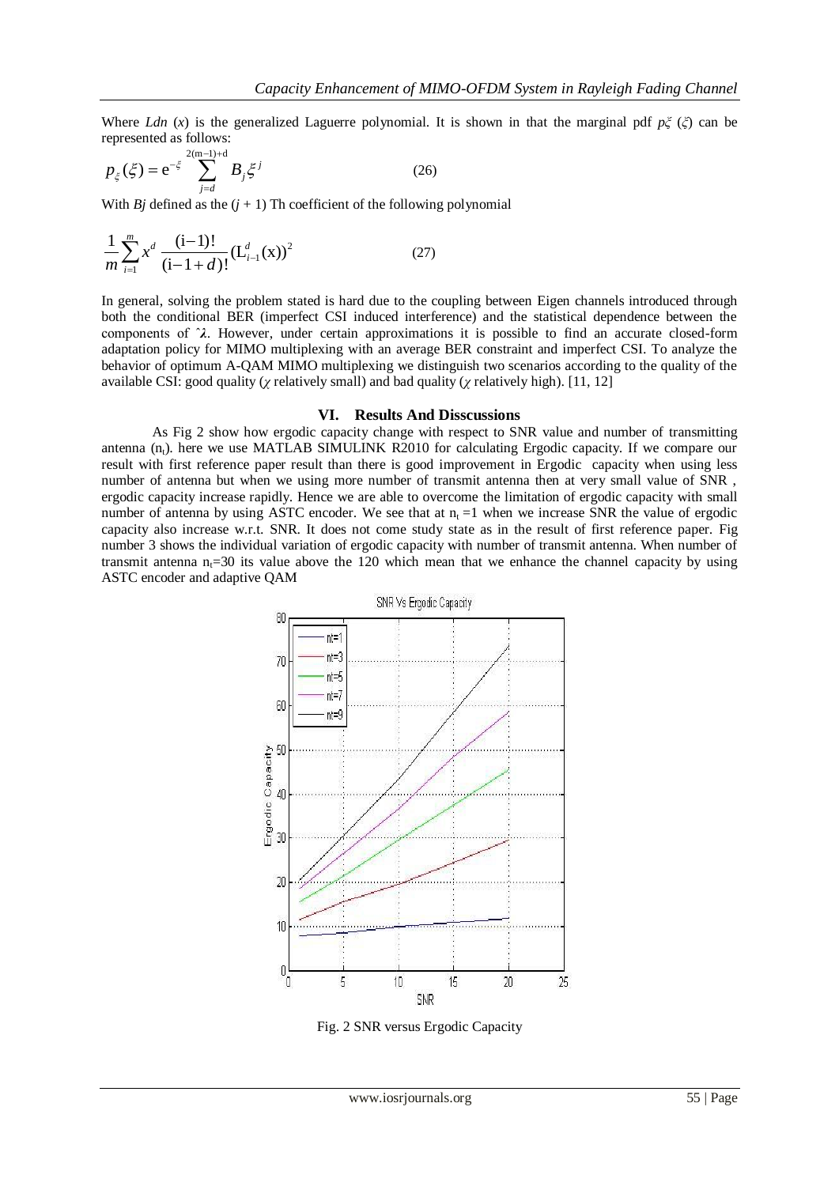Where $Ldn$ ($x$) is the generalized Laguerre polynomial. It is shown in that the marginal pdf $p\xi$ ($\xi$) can be represented as follows:

$$p_{\xi}(\xi) = e^{-\xi} \sum_{j=d}^{2(m-1)+d} B_j \xi^j \quad (26)$$

With $Bj$ defined as the ($j$ + 1) Th coefficient of the following polynomial

$$\frac{1}{m}\sum_{i=1}^{m} x^d \frac{(i-1)!}{(i-1+d)!}(L_{i-1}^d(x))^2 \quad (27)$$

In general, solving the problem stated is hard due to the coupling between Eigen channels introduced through both the conditional BER (imperfect CSI induced interference) and the statistical dependence between the components of $\hat{\lambda}$. However, under certain approximations it is possible to find an accurate closed-form adaptation policy for MIMO multiplexing with an average BER constraint and imperfect CSI. To analyze the behavior of optimum A-QAM MIMO multiplexing we distinguish two scenarios according to the quality of the available CSI: good quality ($\chi$ relatively small) and bad quality ($\chi$ relatively high). [11, 12]

## VI. Results And Disscussions

As Fig 2 show how ergodic capacity change with respect to SNR value and number of transmitting antenna ($n_t$). here we use MATLAB SIMULINK R2010 for calculating Ergodic capacity. If we compare our result with first reference paper result than there is good improvement in Ergodic capacity when using less number of antenna but when we using more number of transmit antenna then at very small value of SNR , ergodic capacity increase rapidly. Hence we are able to overcome the limitation of ergodic capacity with small number of antenna by using ASTC encoder. We see that at $n_t$ =1 when we increase SNR the value of ergodic capacity also increase w.r.t. SNR. It does not come study state as in the result of first reference paper. Fig number 3 shows the individual variation of ergodic capacity with number of transmit antenna. When number of transmit antenna $n_t$=30 its value above the 120 which mean that we enhance the channel capacity by using ASTC encoder and adaptive QAM

Fig. 2 SNR versus Ergodic Capacity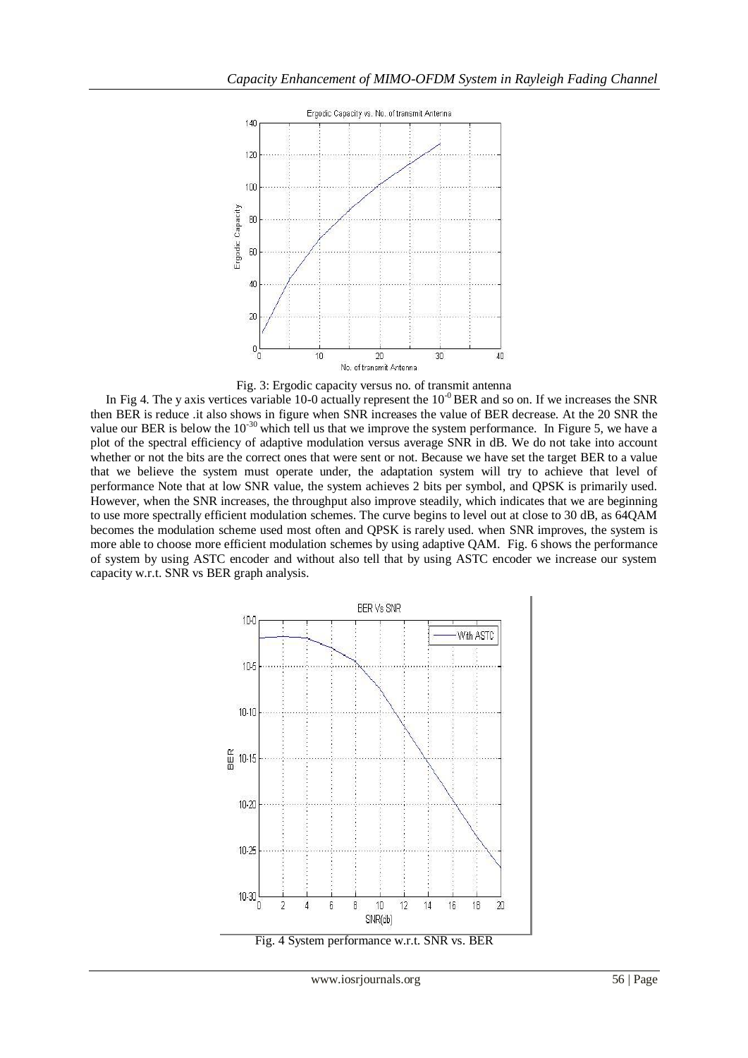Fig. 3: Ergodic capacity versus no. of transmit antenna

In Fig 4. The y axis vertices variable 10-0 actually represent the $10^{-0}$ BER and so on. If we increases the SNR then BER is reduce .it also shows in figure when SNR increases the value of BER decrease. At the 20 SNR the value our BER is below the $10^{-30}$ which tell us that we improve the system performance. In Figure 5, we have a plot of the spectral efficiency of adaptive modulation versus average SNR in dB. We do not take into account whether or not the bits are the correct ones that were sent or not. Because we have set the target BER to a value that we believe the system must operate under, the adaptation system will try to achieve that level of performance Note that at low SNR value, the system achieves 2 bits per symbol, and QPSK is primarily used. However, when the SNR increases, the throughput also improve steadily, which indicates that we are beginning to use more spectrally efficient modulation schemes. The curve begins to level out at close to 30 dB, as 64QAM becomes the modulation scheme used most often and QPSK is rarely used. when SNR improves, the system is more able to choose more efficient modulation schemes by using adaptive QAM. Fig. 6 shows the performance of system by using ASTC encoder and without also tell that by using ASTC encoder we increase our system capacity w.r.t. SNR vs BER graph analysis.

Fig. 4 System performance w.r.t. SNR vs. BER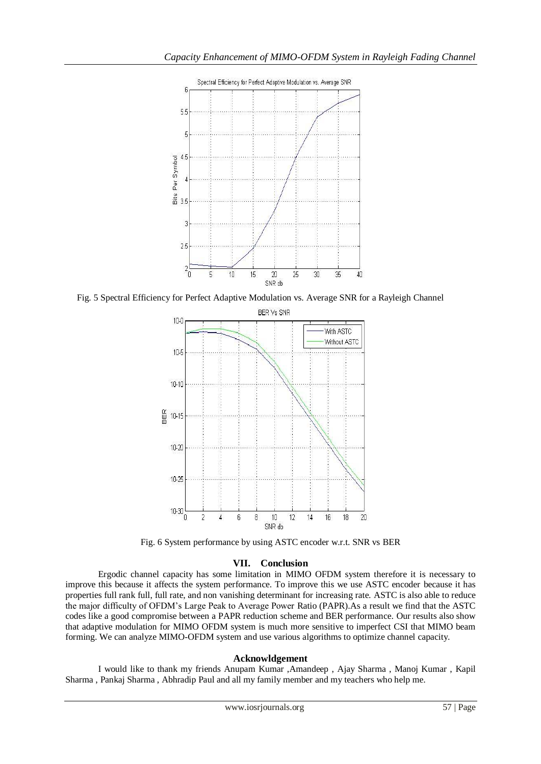Fig. 5 Spectral Efficiency for Perfect Adaptive Modulation vs. Average SNR for a Rayleigh Channel

Fig. 6 System performance by using ASTC encoder w.r.t. SNR vs BER

## VII. Conclusion

Ergodic channel capacity has some limitation in MIMO OFDM system therefore it is necessary to improve this because it affects the system performance. To improve this we use ASTC encoder because it has properties full rank full, full rate, and non vanishing determinant for increasing rate. ASTC is also able to reduce the major difficulty of OFDM's Large Peak to Average Power Ratio (PAPR).As a result we find that the ASTC codes like a good compromise between a PAPR reduction scheme and BER performance. Our results also show that adaptive modulation for MIMO OFDM system is much more sensitive to imperfect CSI that MIMO beam forming. We can analyze MIMO-OFDM system and use various algorithms to optimize channel capacity.

## Acknowldgement

I would like to thank my friends Anupam Kumar ,Amandeep , Ajay Sharma , Manoj Kumar , Kapil Sharma , Pankaj Sharma , Abhradip Paul and all my family member and my teachers who help me.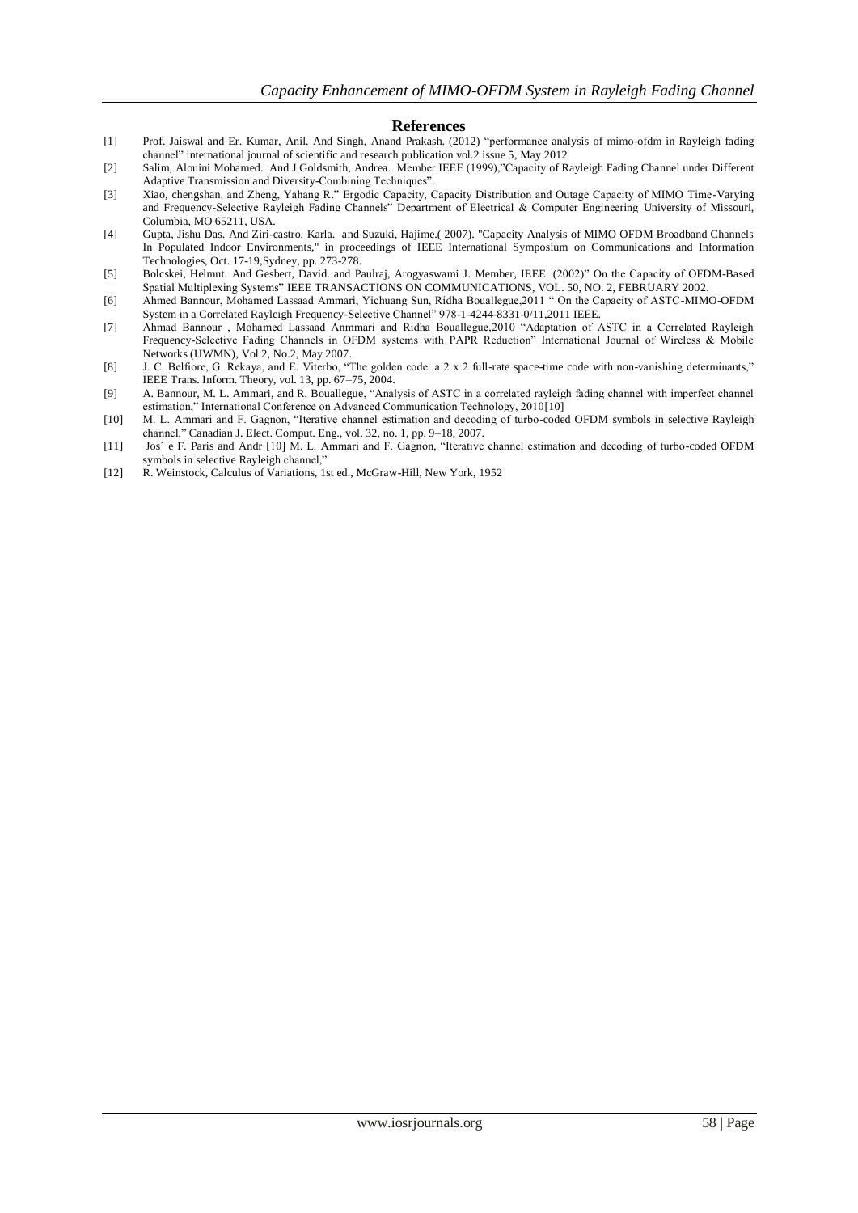## References

[1] Prof. Jaiswal and Er. Kumar, Anil. And Singh, Anand Prakash. (2012) "performance analysis of mimo-ofdm in Rayleigh fading channel" international journal of scientific and research publication vol.2 issue 5, May 2012

[2] Salim, Alouini Mohamed. And J Goldsmith, Andrea. Member IEEE (1999),"Capacity of Rayleigh Fading Channel under Different Adaptive Transmission and Diversity-Combining Techniques".

[3] Xiao, chengshan. and Zheng, Yahang R." Ergodic Capacity, Capacity Distribution and Outage Capacity of MIMO Time-Varying and Frequency-Selective Rayleigh Fading Channels" Department of Electrical & Computer Engineering University of Missouri, Columbia, MO 65211, USA.

[4] Gupta, Jishu Das. And Ziri-castro, Karla. and Suzuki, Hajime.( 2007). "Capacity Analysis of MIMO OFDM Broadband Channels In Populated Indoor Environments," in proceedings of IEEE International Symposium on Communications and Information Technologies, Oct. 17-19,Sydney, pp. 273-278.

[5] Bolcskei, Helmut. And Gesbert, David. and Paulraj, Arogyaswami J. Member, IEEE. (2002)" On the Capacity of OFDM-Based Spatial Multiplexing Systems" IEEE TRANSACTIONS ON COMMUNICATIONS, VOL. 50, NO. 2, FEBRUARY 2002.

[6] Ahmed Bannour, Mohamed Lassaad Ammari, Yichuang Sun, Ridha Bouallegue,2011 " On the Capacity of ASTC-MIMO-OFDM System in a Correlated Rayleigh Frequency-Selective Channel" 978-1-4244-8331-0/11,2011 IEEE.

[7] Ahmad Bannour , Mohamed Lassaad Anmmari and Ridha Bouallegue,2010 "Adaptation of ASTC in a Correlated Rayleigh Frequency-Selective Fading Channels in OFDM systems with PAPR Reduction" International Journal of Wireless & Mobile Networks (IJWMN), Vol.2, No.2, May 2007.

[8] J. C. Belfiore, G. Rekaya, and E. Viterbo, "The golden code: a 2 x 2 full-rate space-time code with non-vanishing determinants," IEEE Trans. Inform. Theory, vol. 13, pp. 67–75, 2004.

[9] A. Bannour, M. L. Ammari, and R. Bouallegue, "Analysis of ASTC in a correlated rayleigh fading channel with imperfect channel estimation," International Conference on Advanced Communication Technology, 2010[10]

[10] M. L. Ammari and F. Gagnon, "Iterative channel estimation and decoding of turbo-coded OFDM symbols in selective Rayleigh channel," Canadian J. Elect. Comput. Eng., vol. 32, no. 1, pp. 9–18, 2007.

[11] Jos´ e F. Paris and Andr [10] M. L. Ammari and F. Gagnon, "Iterative channel estimation and decoding of turbo-coded OFDM symbols in selective Rayleigh channel,"

[12] R. Weinstock, Calculus of Variations, 1st ed., McGraw-Hill, New York, 1952